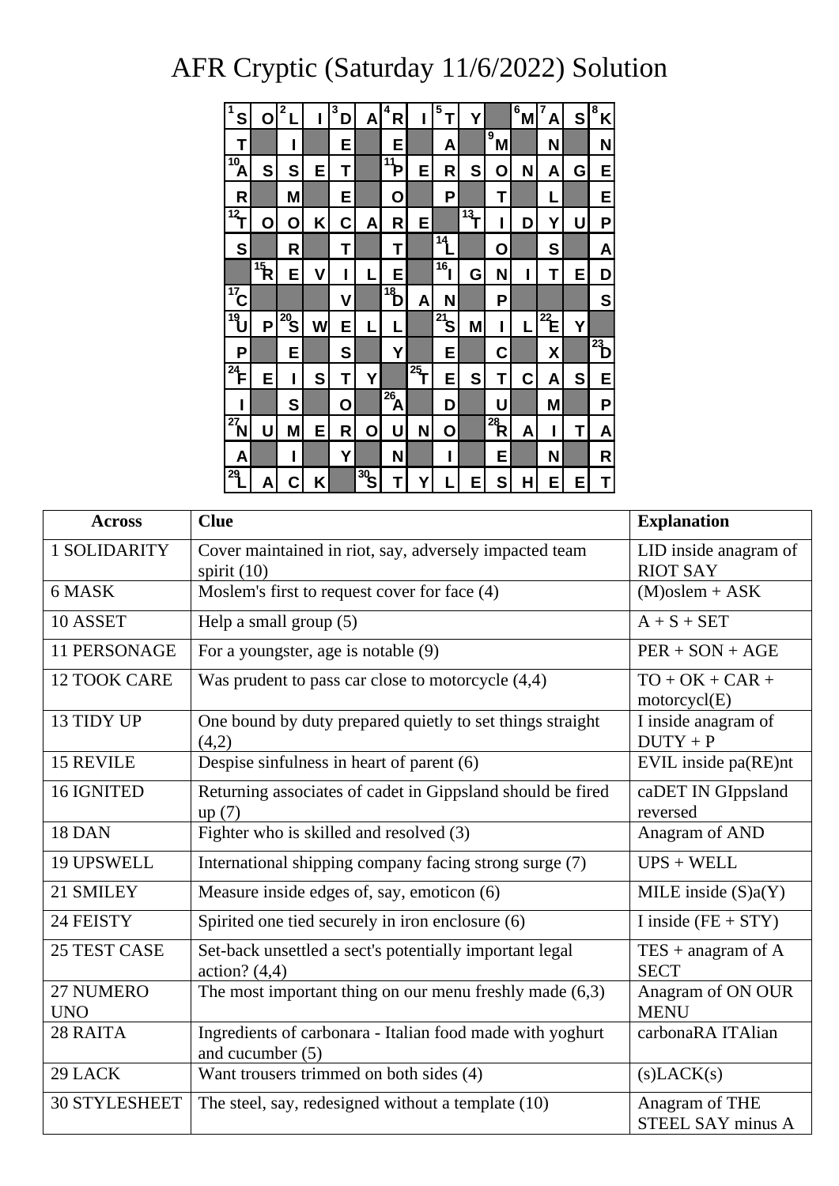# AFR Cryptic (Saturday 11/6/2022) Solution

| 1 S | O | 2 L | I | 3 D | A | 4 R | I | 5 T | Y | | 6 M | 7 A | S | 8 K |
|---|---|---|---|---|---|---|---|---|---|---|---|---|---|---|
| T | | I | | E | | E | | A | | 9 M | | N | | N |
| 10 A | S | S | E | T | | 11 P | E | R | S | O | N | A | G | E |
| R | | M | | E | | O | | P | | T | | L | | E |
| 12 T | O | O | K | C | A | R | E | | 13 T | I | D | Y | U | P |
| S | | R | | T | | T | | 14 L | | O | | S | | A |
| | 15 R | E | V | I | L | E | | 16 I | G | N | I | T | E | D |
| 17 C | | | | V | | 18 D | A | N | | P | | | | S |
| 19 U | P | 20 S | W | E | L | L | | 21 S | M | I | L | 22 E | Y | |
| P | | E | | S | | Y | | E | | C | | X | | 23 D |
| 24 F | E | I | S | T | Y | | 25 T | E | S | T | C | A | S | E |
| I | | S | | O | | 26 A | | D | | U | | M | | P |
| 27 N | U | M | E | R | O | U | N | O | | 28 R | A | I | T | A |
| A | | I | | Y | | N | | I | | E | | N | | R |
| 29 L | A | C | K | | 30 S | T | Y | L | E | S | H | E | E | T |

| Across | Clue | Explanation |
|---|---|---|
| 1 SOLIDARITY | Cover maintained in riot, say, adversely impacted team spirit (10) | LID inside anagram of RIOT SAY |
| 6 MASK | Moslem's first to request cover for face (4) | (M)oslem + ASK |
| 10 ASSET | Help a small group (5) | A + S + SET |
| 11 PERSONAGE | For a youngster, age is notable (9) | PER + SON + AGE |
| 12 TOOK CARE | Was prudent to pass car close to motorcycle (4,4) | TO + OK + CAR + motorcycl(E) |
| 13 TIDY UP | One bound by duty prepared quietly to set things straight (4,2) | I inside anagram of DUTY + P |
| 15 REVILE | Despise sinfulness in heart of parent (6) | EVIL inside pa(RE)nt |
| 16 IGNITED | Returning associates of cadet in Gippsland should be fired up (7) | caDET IN GIppsland reversed |
| 18 DAN | Fighter who is skilled and resolved (3) | Anagram of AND |
| 19 UPSWELL | International shipping company facing strong surge (7) | UPS + WELL |
| 21 SMILEY | Measure inside edges of, say, emoticon (6) | MILE inside (S)a(Y) |
| 24 FEISTY | Spirited one tied securely in iron enclosure (6) | I inside (FE + STY) |
| 25 TEST CASE | Set-back unsettled a sect's potentially important legal action? (4,4) | TES + anagram of A SECT |
| 27 NUMERO UNO | The most important thing on our menu freshly made (6,3) | Anagram of ON OUR MENU |
| 28 RAITA | Ingredients of carbonara - Italian food made with yoghurt and cucumber (5) | carbonaRA ITAlian |
| 29 LACK | Want trousers trimmed on both sides (4) | (s)LACK(s) |
| 30 STYLESHEET | The steel, say, redesigned without a template (10) | Anagram of THE STEEL SAY minus A |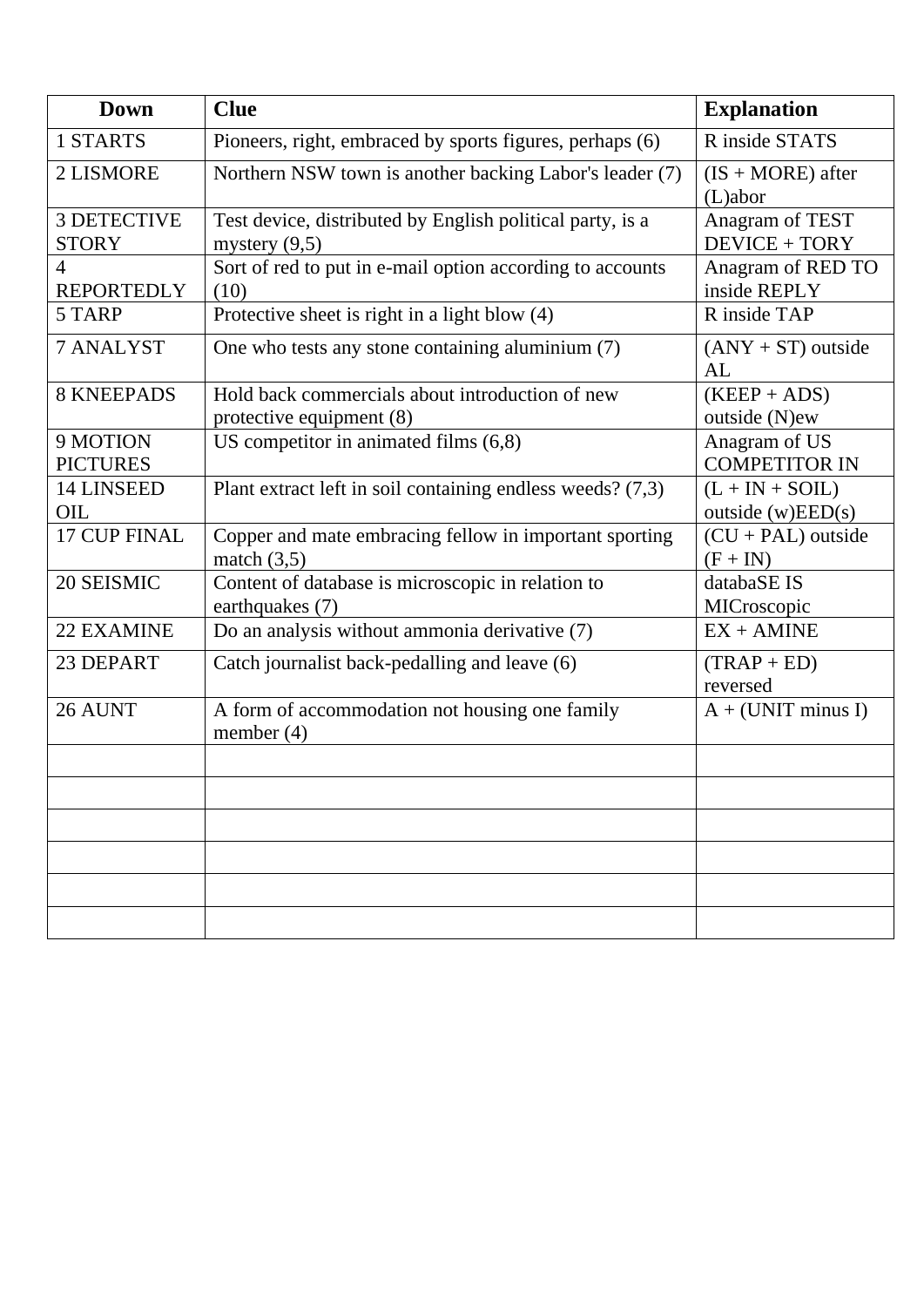| Down | Clue | Explanation |
|---|---|---|
| 1 STARTS | Pioneers, right, embraced by sports figures, perhaps (6) | R inside STATS |
| 2 LISMORE | Northern NSW town is another backing Labor's leader (7) | (IS + MORE) after (L)abor |
| 3 DETECTIVE STORY | Test device, distributed by English political party, is a mystery (9,5) | Anagram of TEST DEVICE + TORY |
| 4 REPORTEDLY | Sort of red to put in e-mail option according to accounts (10) | Anagram of RED TO inside REPLY |
| 5 TARP | Protective sheet is right in a light blow (4) | R inside TAP |
| 7 ANALYST | One who tests any stone containing aluminium (7) | (ANY + ST) outside AL |
| 8 KNEEPADS | Hold back commercials about introduction of new protective equipment (8) | (KEEP + ADS) outside (N)ew |
| 9 MOTION PICTURES | US competitor in animated films (6,8) | Anagram of US COMPETITOR IN |
| 14 LINSEED OIL | Plant extract left in soil containing endless weeds? (7,3) | (L + IN + SOIL) outside (w)EED(s) |
| 17 CUP FINAL | Copper and mate embracing fellow in important sporting match (3,5) | (CU + PAL) outside (F + IN) |
| 20 SEISMIC | Content of database is microscopic in relation to earthquakes (7) | databaSE IS MICroscopic |
| 22 EXAMINE | Do an analysis without ammonia derivative (7) | EX + AMINE |
| 23 DEPART | Catch journalist back-pedalling and leave (6) | (TRAP + ED) reversed |
| 26 AUNT | A form of accommodation not housing one family member (4) | A + (UNIT minus I) |
| | | |
| | | |
| | | |
| | | |
| | | |
| | | |